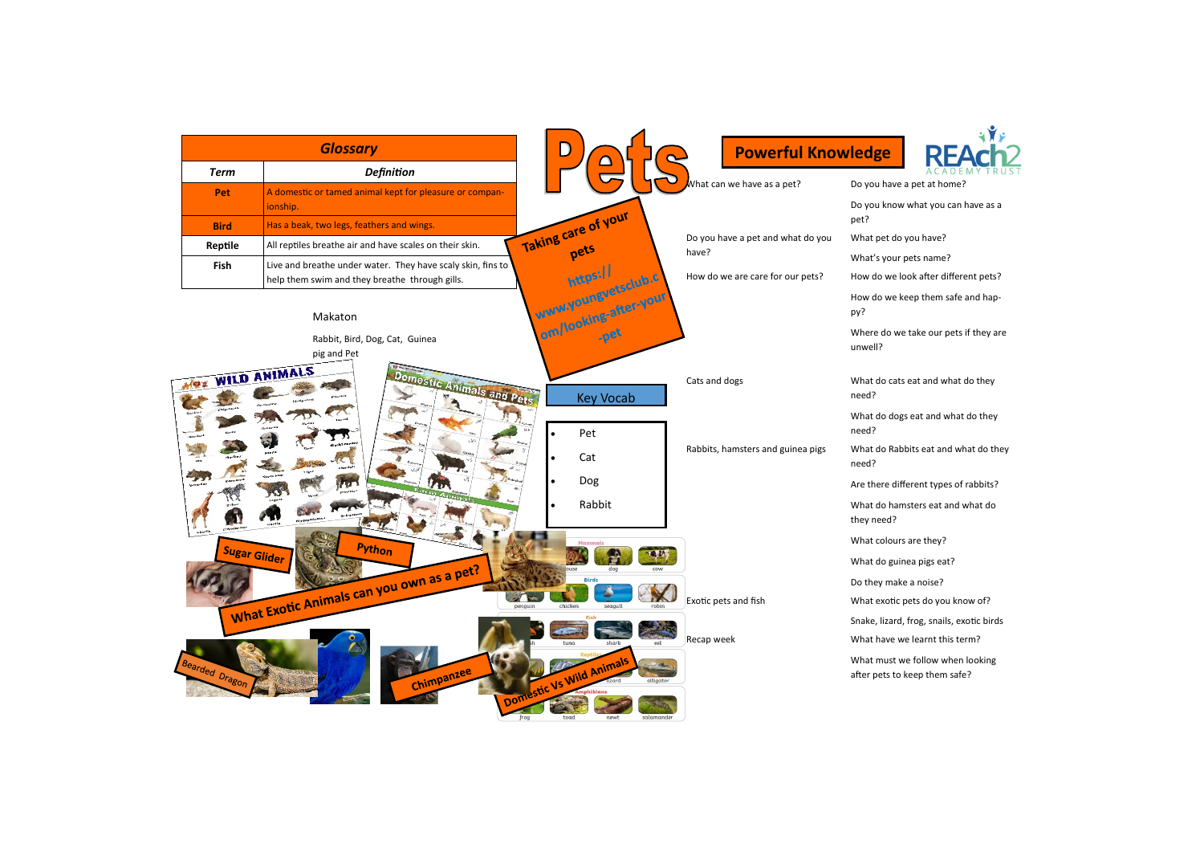# Pets

## Glossary

| Term | Definition |
|---|---|
| Pet | A domestic or tamed animal kept for pleasure or companionship. |
| Bird | Has a beak, two legs, feathers and wings. |
| Reptile | All reptiles breathe air and have scales on their skin. |
| Fish | Live and breathe under water. They have scaly skin, fins to help them swim and they breathe through gills. |

Makaton

Rabbit, Bird, Dog, Cat, Guinea pig and Pet

Taking care of your pets

https://www.youngvetsclub.com/looking-after-your-pet

## Key Vocab

- Pet
- Cat
- Dog
- Rabbit

What Exotic Animals can you own as a pet?

Sugar Glider

Python

Bearded Dragon

Chimpanzee

Domestic Vs Wild Animals

## Powerful Knowledge

| | |
|---|---|
| What can we have as a pet? | Do you have a pet at home?<br>Do you know what you can have as a pet? |
| Do you have a pet and what do you have? | What pet do you have?<br>What's your pets name? |
| How do we are care for our pets? | How do we look after different pets?<br>How do we keep them safe and happy?<br>Where do we take our pets if they are unwell? |
| Cats and dogs | What do cats eat and what do they need?<br>What do dogs eat and what do they need? |
| Rabbits, hamsters and guinea pigs | What do Rabbits eat and what do they need?<br>Are there different types of rabbits?<br>What do hamsters eat and what do they need?<br>What colours are they?<br>What do guinea pigs eat?<br>Do they make a noise? |
| Exotic pets and fish | What exotic pets do you know of?<br>Snake, lizard, frog, snails, exotic birds |
| Recap week | What have we learnt this term?<br>What must we follow when looking after pets to keep them safe? |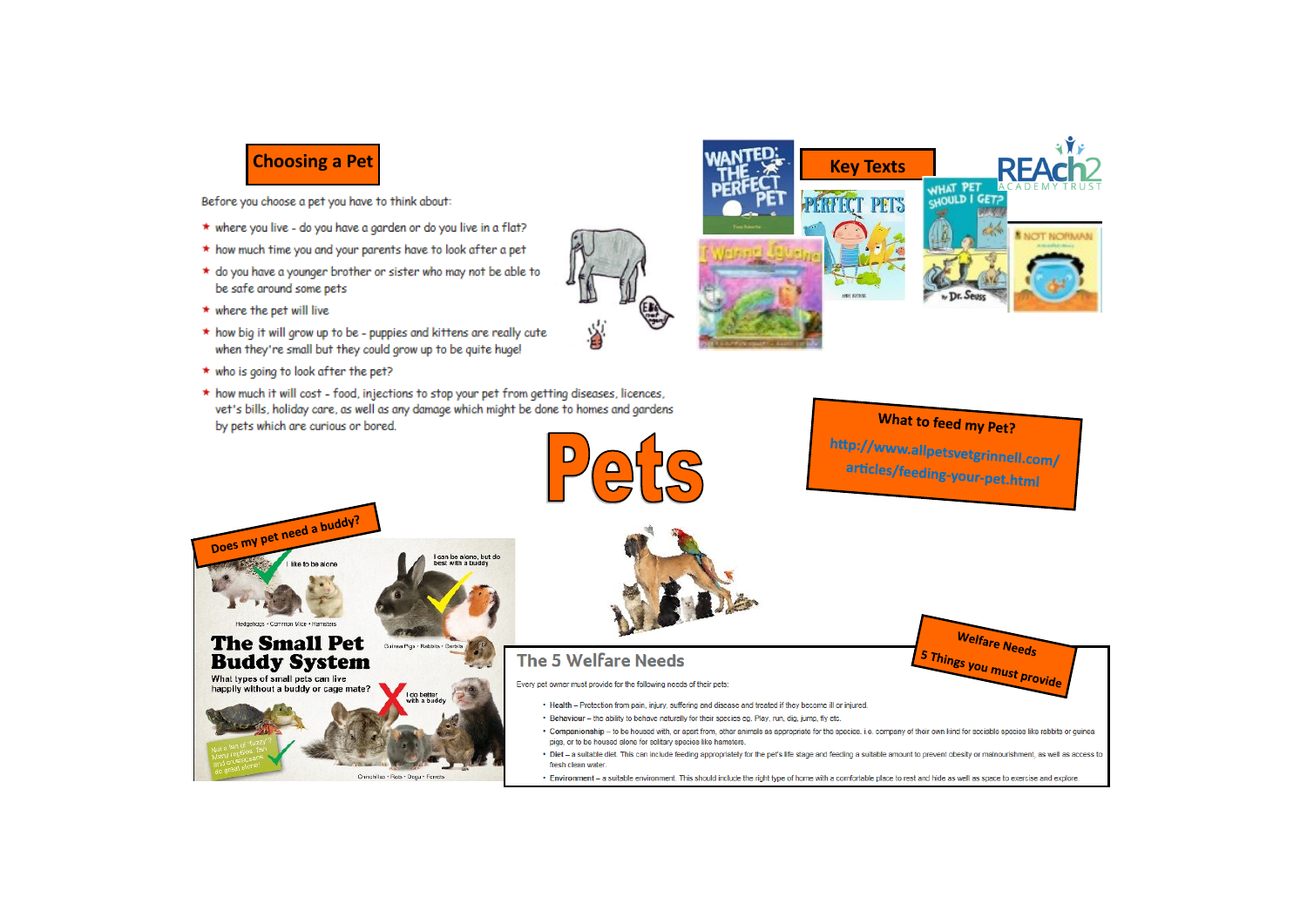# Pets

## Choosing a Pet

Before you choose a pet you have to think about:

- where you live - do you have a garden or do you live in a flat?
- how much time you and your parents have to look after a pet
- do you have a younger brother or sister who may not be able to be safe around some pets
- where the pet will live
- how big it will grow up to be - puppies and kittens are really cute when they're small but they could grow up to be quite huge!
- who is going to look after the pet?
- how much it will cost - food, injections to stop your pet from getting diseases, licences, vet's bills, holiday care, as well as any damage which might be done to homes and gardens by pets which are curious or bored.

## Key Texts

- Wanted: The Perfect Pet
- I Wanna Iguana
- Perfect Pets
- What Pet Should I Get? – Dr. Seuss
- Not Norman

## What to feed my Pet?

http://www.allpetsvetgrinnell.com/articles/feeding-your-pet.html

## Does my pet need a buddy?

**The Small Pet Buddy System**

What types of small pets can live happily without a buddy or cage mate?

- I like to be alone – Hedgehogs • Common Mice • Hamsters
- I can be alone, but do best with a buddy – Guinea Pigs • Rabbits • Gerbils
- I do better with a buddy – Chinchillas • Rats • Degu • Ferrets
- Not a fan of "fuzzy"? Many reptiles, fish and crustaceans do great alone!

## Welfare Needs

**5 Things you must provide**

### The 5 Welfare Needs

Every pet owner must provide for the following needs of their pets:

- **Health** – Protection from pain, injury, suffering and disease and treated if they become ill or injured.
- **Behaviour** – the ability to behave naturally for their species eg. Play, run, dig, jump, fly etc.
- **Companionship** – to be housed with, or apart from, other animals as appropriate for the species. i.e. company of their own kind for sociable species like rabbits or guinea pigs, or to be housed alone for solitary species like hamsters.
- **Diet** – a suitable diet. This can include feeding appropriately for the pet's life stage and feeding a suitable amount to prevent obesity or malnourishment, as well as access to fresh clean water.
- **Environment** – a suitable environment. This should include the right type of home with a comfortable place to rest and hide as well as space to exercise and explore.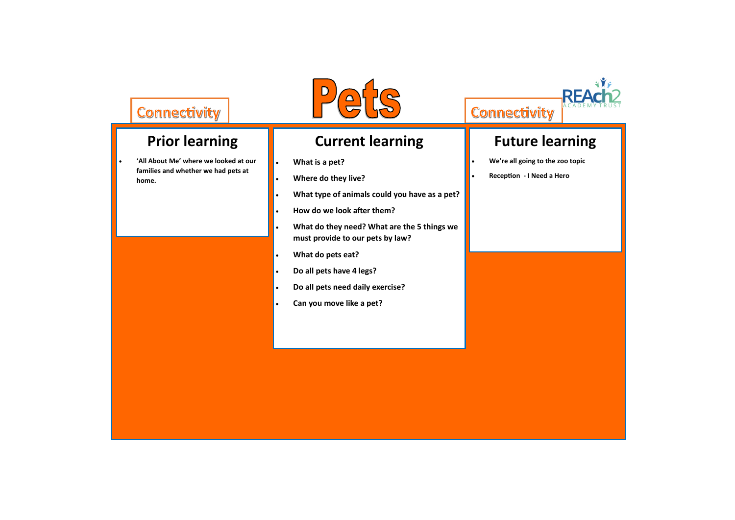# Pets

Connectivity

Connectivity

REAch2 ACADEMY TRUST

## Prior learning

- **'All About Me' where we looked at our families and whether we had pets at home.**

## Current learning

- **What is a pet?**
- **Where do they live?**
- **What type of animals could you have as a pet?**
- **How do we look after them?**
- **What do they need? What are the 5 things we must provide to our pets by law?**
- **What do pets eat?**
- **Do all pets have 4 legs?**
- **Do all pets need daily exercise?**
- **Can you move like a pet?**

## Future learning

- **We're all going to the zoo topic**
- **Reception - I Need a Hero**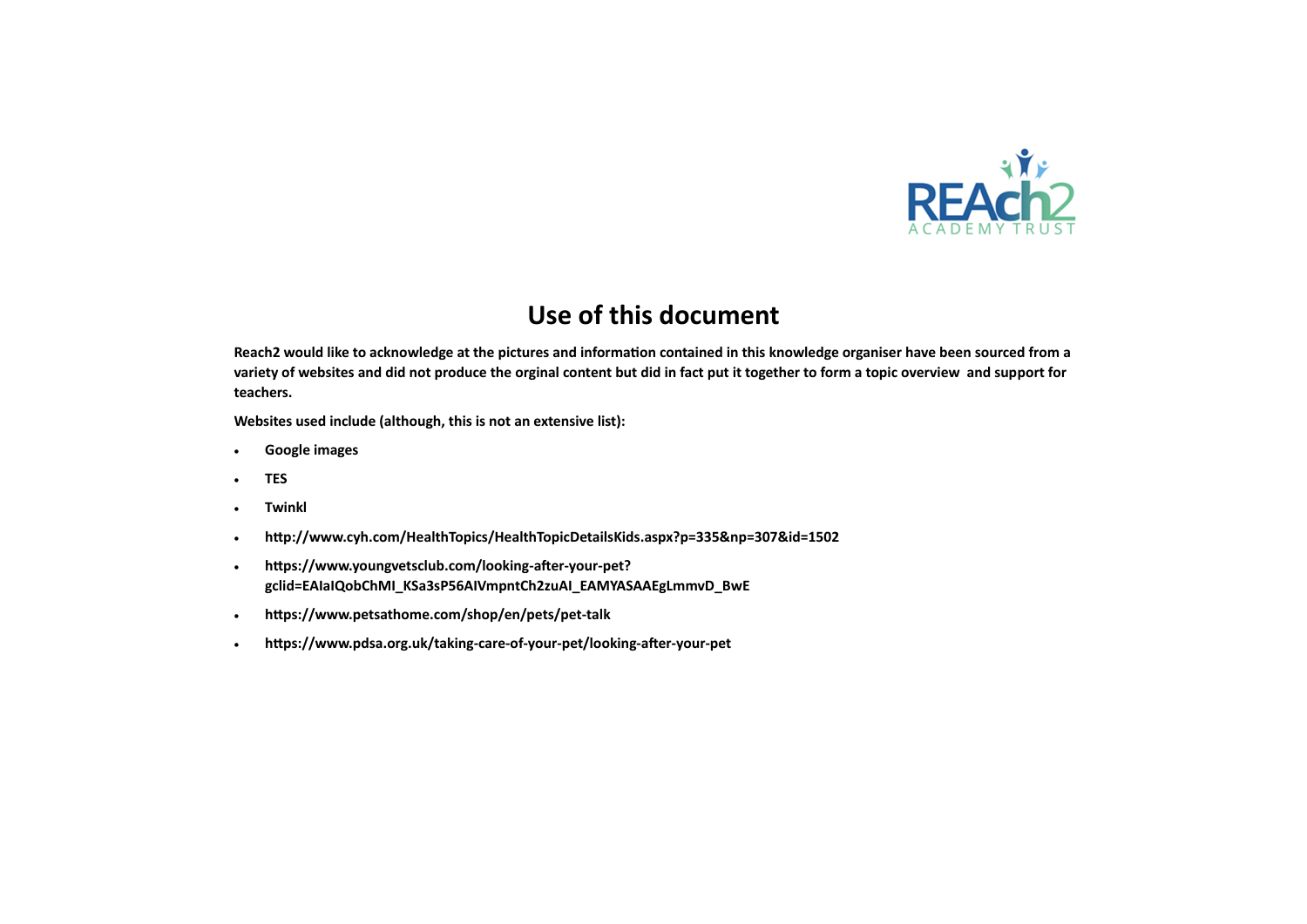REAch2 ACADEMY TRUST

# Use of this document

**Reach2 would like to acknowledge at the pictures and information contained in this knowledge organiser have been sourced from a variety of websites and did not produce the orginal content but did in fact put it together to form a topic overview and support for teachers.**

**Websites used include (although, this is not an extensive list):**

- **Google images**
- **TES**
- **Twinkl**
- **http://www.cyh.com/HealthTopics/HealthTopicDetailsKids.aspx?p=335&np=307&id=1502**
- **https://www.youngvetsclub.com/looking-after-your-pet?gclid=EAIaIQobChMI_KSa3sP56AIVmpntCh2zuAI_EAMYASAAEgLmmvD_BwE**
- **https://www.petsathome.com/shop/en/pets/pet-talk**
- **https://www.pdsa.org.uk/taking-care-of-your-pet/looking-after-your-pet**